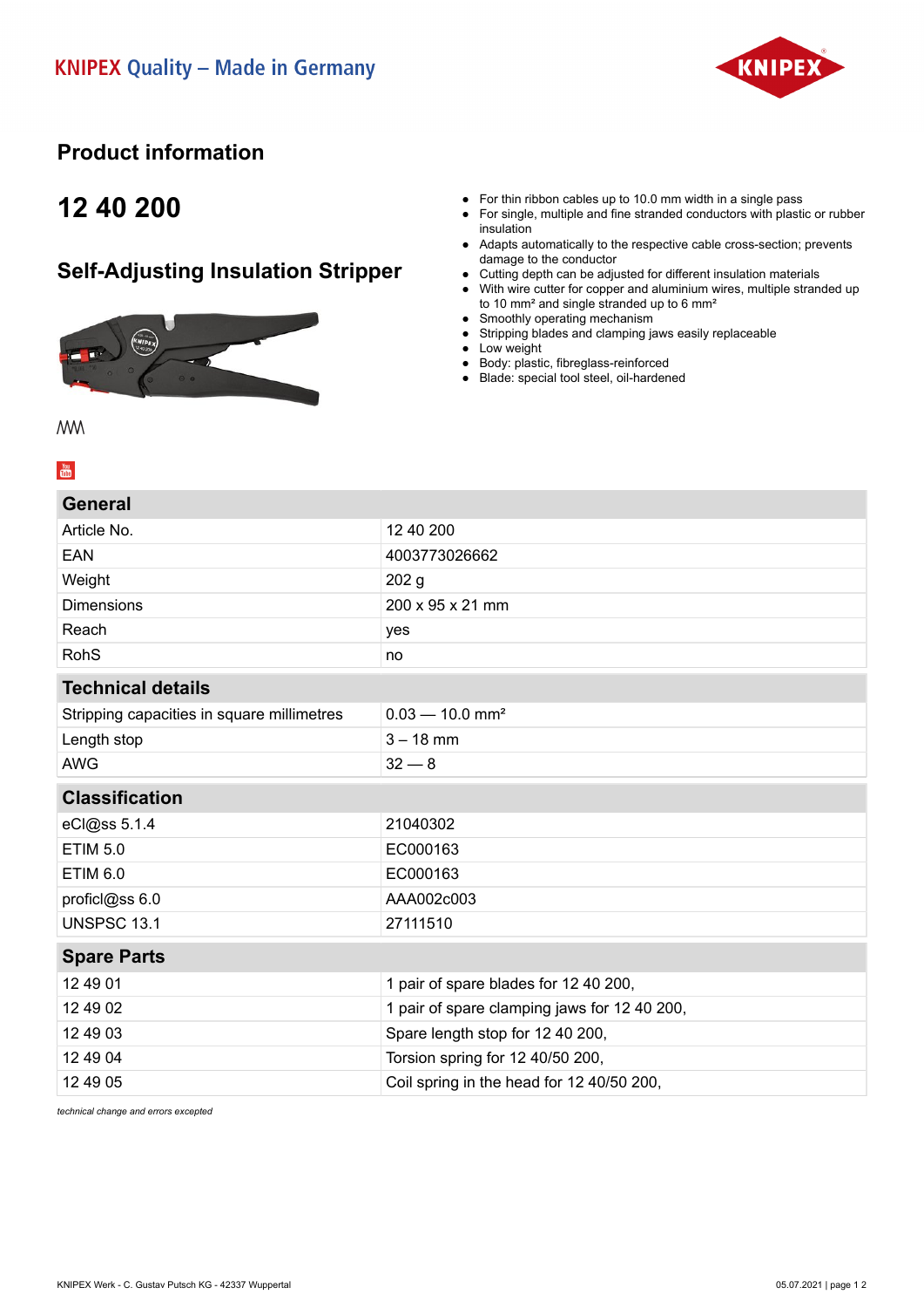KNIPEX Quality – Made in Germany

# Product information

## 12 40 200

## Self-Adjusting Insulation Stripper

- For thin ribbon cables up to 10.0 mm width in a single pass
- For single, multiple and fine stranded conductors with plastic or rubber insulation
- Adapts automatically to the respective cable cross-section; prevents damage to the conductor
- Cutting depth can be adjusted for different insulation materials
- With wire cutter for copper and aluminium wires, multiple stranded up to 10 mm² and single stranded up to 6 mm²
- Smoothly operating mechanism
- Stripping blades and clamping jaws easily replaceable
- Low weight
- Body: plastic, fibreglass-reinforced
- Blade: special tool steel, oil-hardened

| General | |
|---|---|
| Article No. | 12 40 200 |
| EAN | 4003773026662 |
| Weight | 202 g |
| Dimensions | 200 x 95 x 21 mm |
| Reach | yes |
| RohS | no |

| Technical details | |
|---|---|
| Stripping capacities in square millimetres | 0.03 — 10.0 mm² |
| Length stop | 3 – 18 mm |
| AWG | 32 — 8 |

| Classification | |
|---|---|
| eCl@ss 5.1.4 | 21040302 |
| ETIM 5.0 | EC000163 |
| ETIM 6.0 | EC000163 |
| proficl@ss 6.0 | AAA002c003 |
| UNSPSC 13.1 | 27111510 |

| Spare Parts | |
|---|---|
| 12 49 01 | 1 pair of spare blades for 12 40 200, |
| 12 49 02 | 1 pair of spare clamping jaws for 12 40 200, |
| 12 49 03 | Spare length stop for 12 40 200, |
| 12 49 04 | Torsion spring for 12 40/50 200, |
| 12 49 05 | Coil spring in the head for 12 40/50 200, |

*technical change and errors excepted*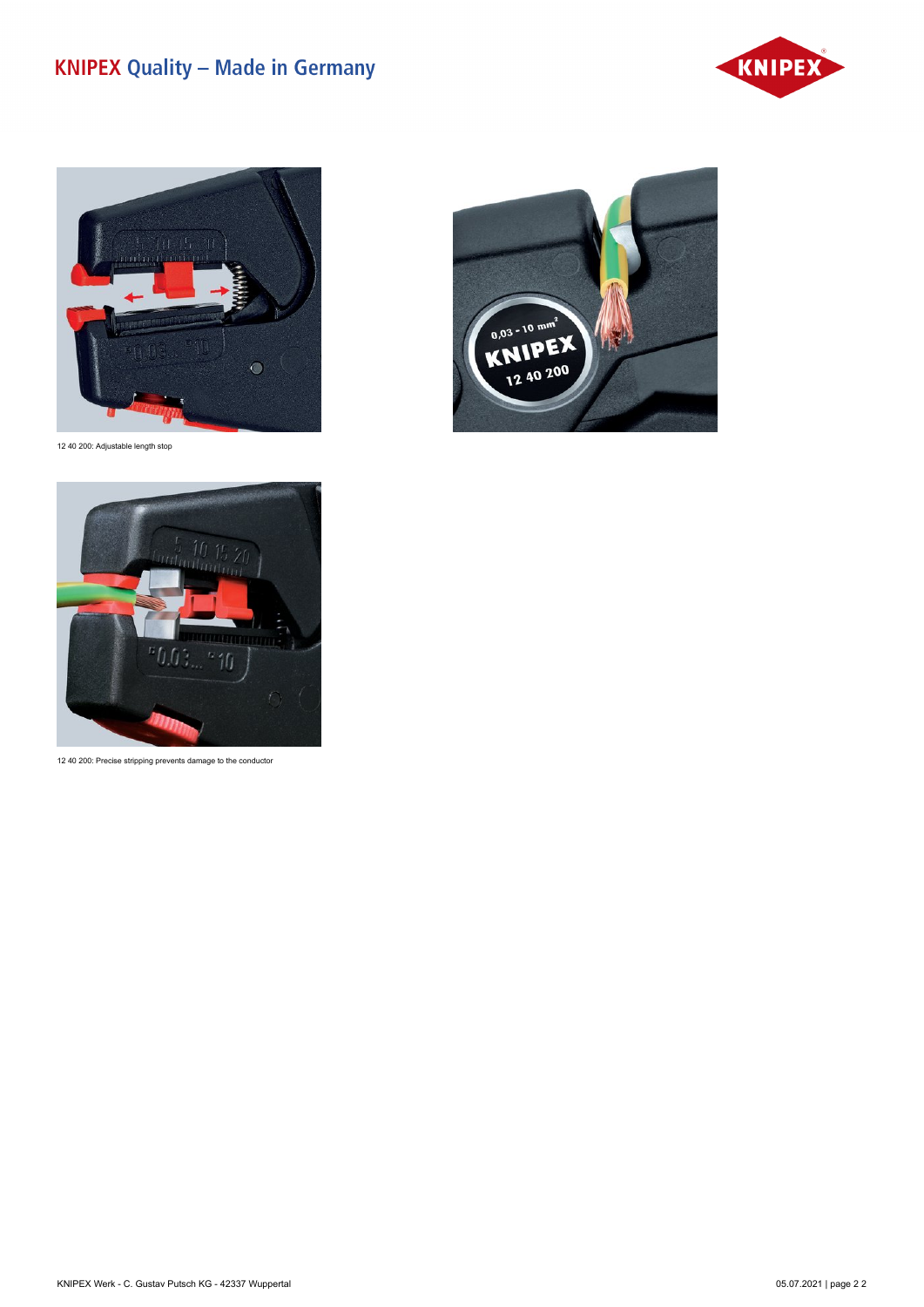12 40 200: Adjustable length stop

12 40 200: Precise stripping prevents damage to the conductor